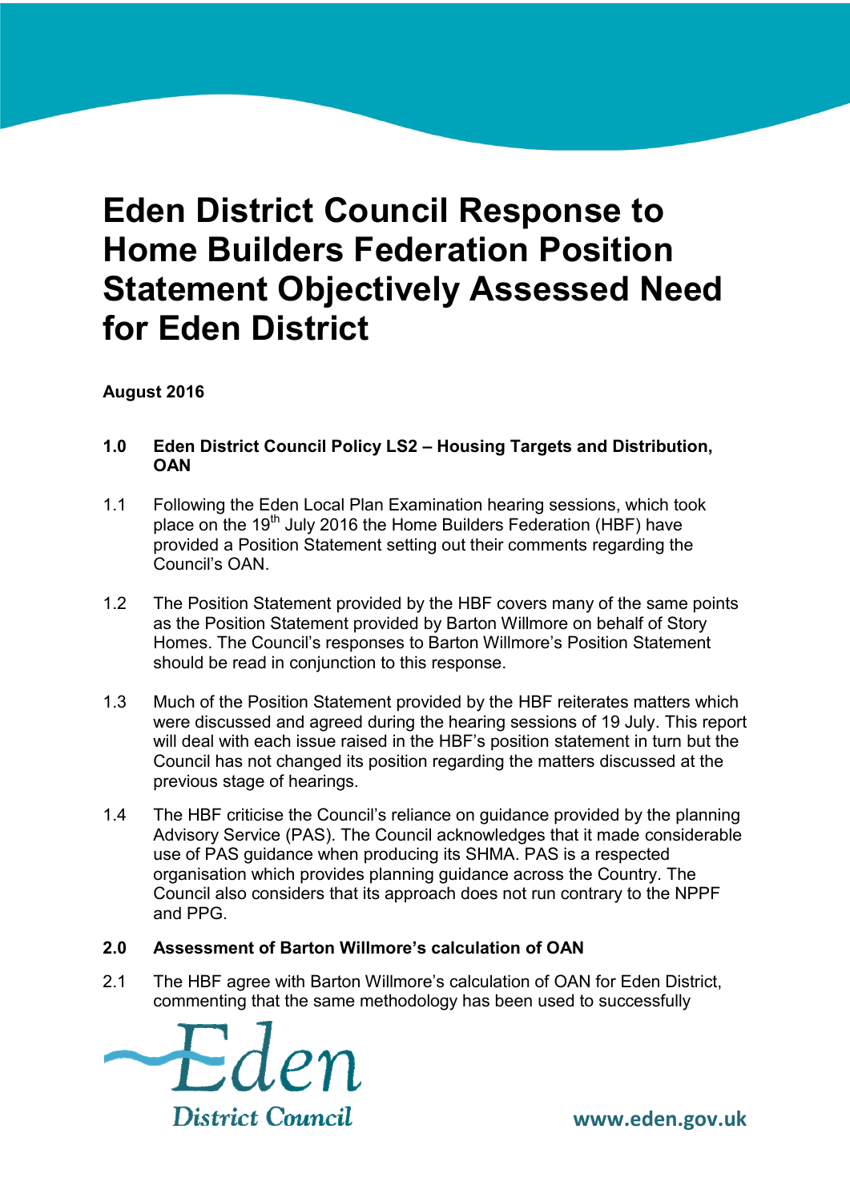# Eden District Council Response to Home Builders Federation Position Statement Objectively Assessed Need for Eden District

**August 2016**

## 1.0 Eden District Council Policy LS2 – Housing Targets and Distribution, OAN

1.1 Following the Eden Local Plan Examination hearing sessions, which took place on the 19th July 2016 the Home Builders Federation (HBF) have provided a Position Statement setting out their comments regarding the Council's OAN.

1.2 The Position Statement provided by the HBF covers many of the same points as the Position Statement provided by Barton Willmore on behalf of Story Homes. The Council's responses to Barton Willmore's Position Statement should be read in conjunction to this response.

1.3 Much of the Position Statement provided by the HBF reiterates matters which were discussed and agreed during the hearing sessions of 19 July. This report will deal with each issue raised in the HBF's position statement in turn but the Council has not changed its position regarding the matters discussed at the previous stage of hearings.

1.4 The HBF criticise the Council's reliance on guidance provided by the planning Advisory Service (PAS). The Council acknowledges that it made considerable use of PAS guidance when producing its SHMA. PAS is a respected organisation which provides planning guidance across the Country. The Council also considers that its approach does not run contrary to the NPPF and PPG.

## 2.0 Assessment of Barton Willmore's calculation of OAN

2.1 The HBF agree with Barton Willmore's calculation of OAN for Eden District, commenting that the same methodology has been used to successfully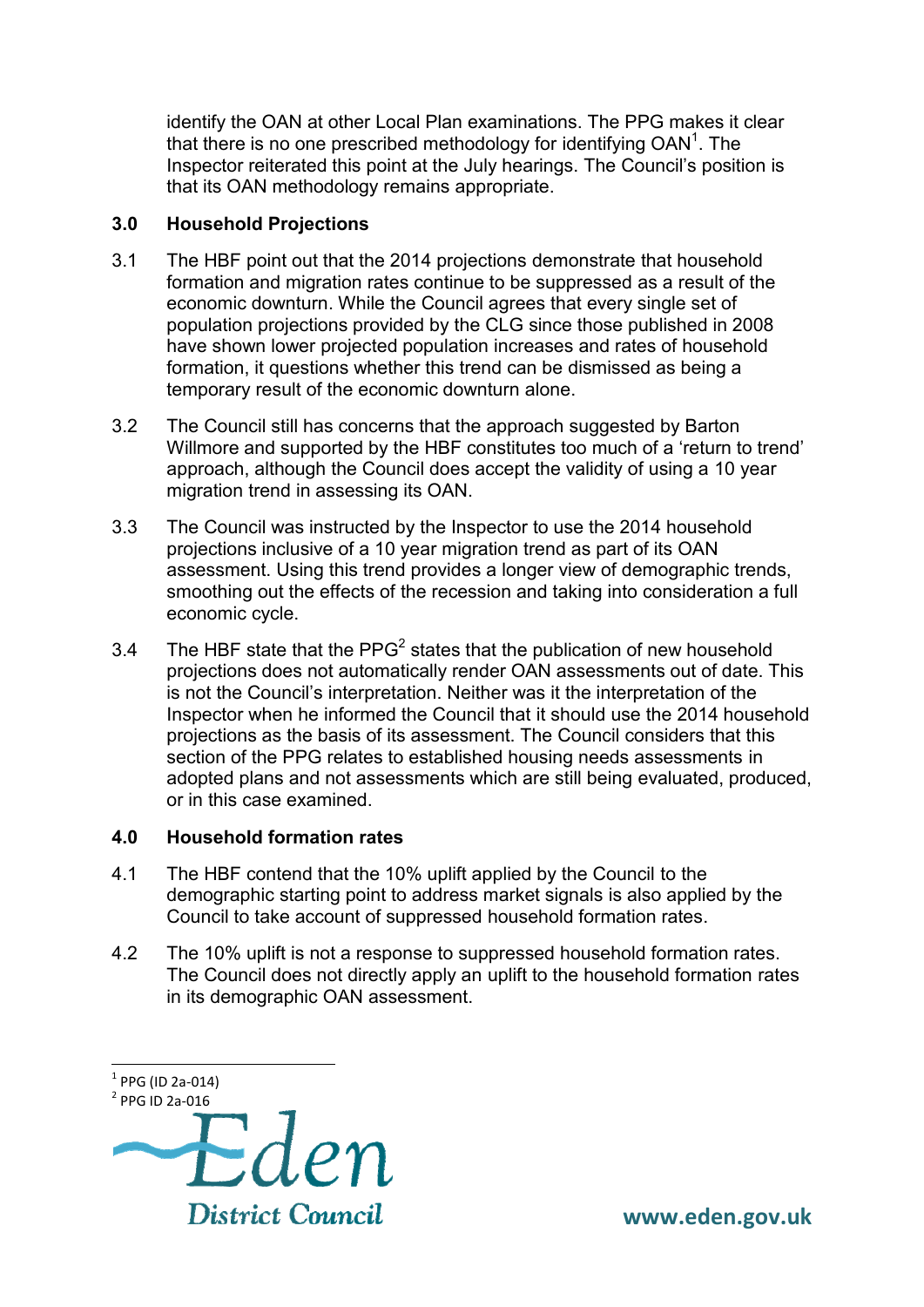identify the OAN at other Local Plan examinations. The PPG makes it clear that there is no one prescribed methodology for identifying OAN[1]. The Inspector reiterated this point at the July hearings. The Council's position is that its OAN methodology remains appropriate.

## 3.0 Household Projections

3.1 The HBF point out that the 2014 projections demonstrate that household formation and migration rates continue to be suppressed as a result of the economic downturn. While the Council agrees that every single set of population projections provided by the CLG since those published in 2008 have shown lower projected population increases and rates of household formation, it questions whether this trend can be dismissed as being a temporary result of the economic downturn alone.

3.2 The Council still has concerns that the approach suggested by Barton Willmore and supported by the HBF constitutes too much of a 'return to trend' approach, although the Council does accept the validity of using a 10 year migration trend in assessing its OAN.

3.3 The Council was instructed by the Inspector to use the 2014 household projections inclusive of a 10 year migration trend as part of its OAN assessment. Using this trend provides a longer view of demographic trends, smoothing out the effects of the recession and taking into consideration a full economic cycle.

3.4 The HBF state that the PPG[2] states that the publication of new household projections does not automatically render OAN assessments out of date. This is not the Council's interpretation. Neither was it the interpretation of the Inspector when he informed the Council that it should use the 2014 household projections as the basis of its assessment. The Council considers that this section of the PPG relates to established housing needs assessments in adopted plans and not assessments which are still being evaluated, produced, or in this case examined.

## 4.0 Household formation rates

4.1 The HBF contend that the 10% uplift applied by the Council to the demographic starting point to address market signals is also applied by the Council to take account of suppressed household formation rates.

4.2 The 10% uplift is not a response to suppressed household formation rates. The Council does not directly apply an uplift to the household formation rates in its demographic OAN assessment.

---

[1] PPG (ID 2a-014)

[2] PPG ID 2a-016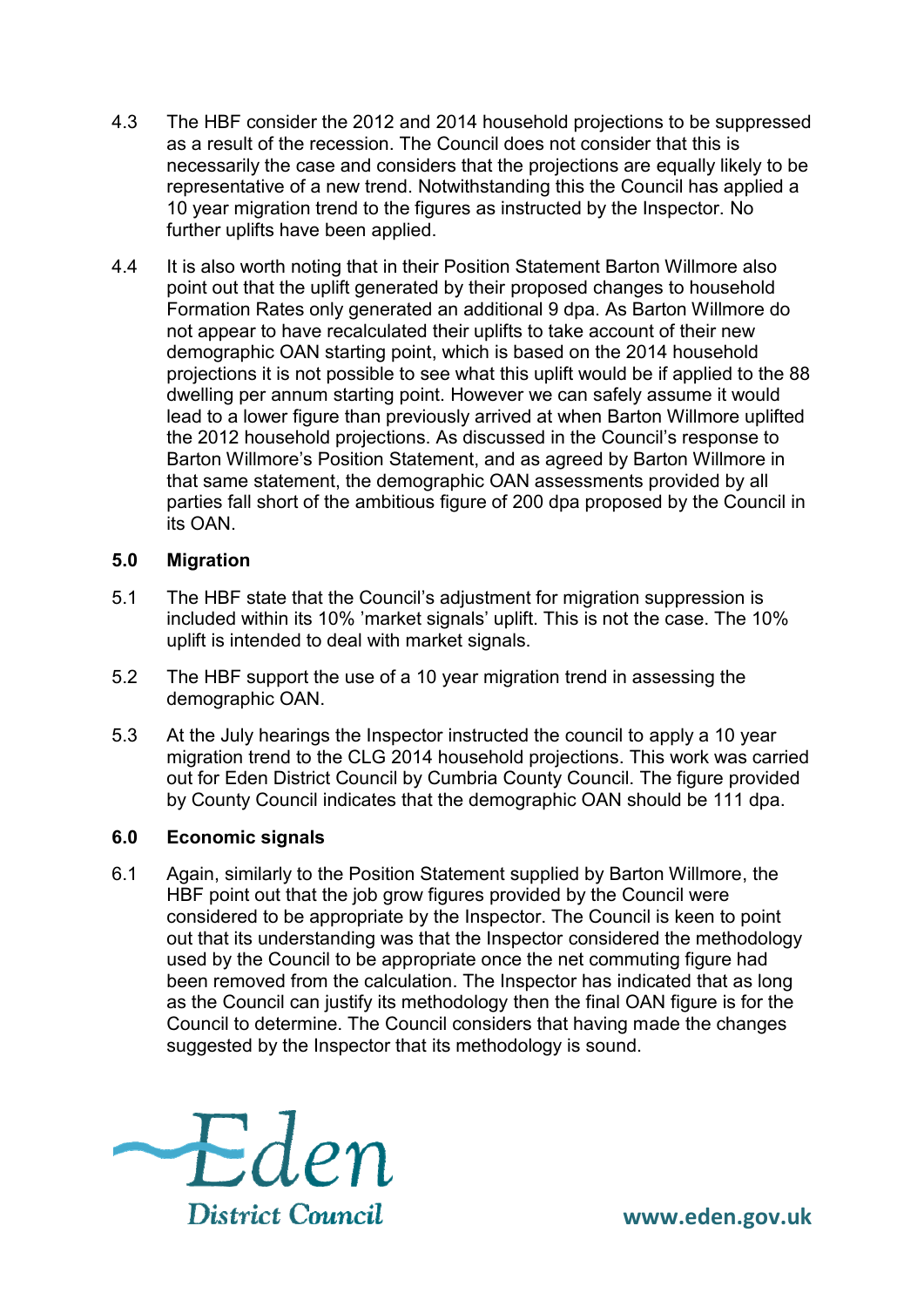4.3 The HBF consider the 2012 and 2014 household projections to be suppressed as a result of the recession. The Council does not consider that this is necessarily the case and considers that the projections are equally likely to be representative of a new trend. Notwithstanding this the Council has applied a 10 year migration trend to the figures as instructed by the Inspector. No further uplifts have been applied.

4.4 It is also worth noting that in their Position Statement Barton Willmore also point out that the uplift generated by their proposed changes to household Formation Rates only generated an additional 9 dpa. As Barton Willmore do not appear to have recalculated their uplifts to take account of their new demographic OAN starting point, which is based on the 2014 household projections it is not possible to see what this uplift would be if applied to the 88 dwelling per annum starting point. However we can safely assume it would lead to a lower figure than previously arrived at when Barton Willmore uplifted the 2012 household projections. As discussed in the Council's response to Barton Willmore's Position Statement, and as agreed by Barton Willmore in that same statement, the demographic OAN assessments provided by all parties fall short of the ambitious figure of 200 dpa proposed by the Council in its OAN.

## 5.0 Migration

5.1 The HBF state that the Council's adjustment for migration suppression is included within its 10% 'market signals' uplift. This is not the case. The 10% uplift is intended to deal with market signals.

5.2 The HBF support the use of a 10 year migration trend in assessing the demographic OAN.

5.3 At the July hearings the Inspector instructed the council to apply a 10 year migration trend to the CLG 2014 household projections. This work was carried out for Eden District Council by Cumbria County Council. The figure provided by County Council indicates that the demographic OAN should be 111 dpa.

## 6.0 Economic signals

6.1 Again, similarly to the Position Statement supplied by Barton Willmore, the HBF point out that the job grow figures provided by the Council were considered to be appropriate by the Inspector. The Council is keen to point out that its understanding was that the Inspector considered the methodology used by the Council to be appropriate once the net commuting figure had been removed from the calculation. The Inspector has indicated that as long as the Council can justify its methodology then the final OAN figure is for the Council to determine. The Council considers that having made the changes suggested by the Inspector that its methodology is sound.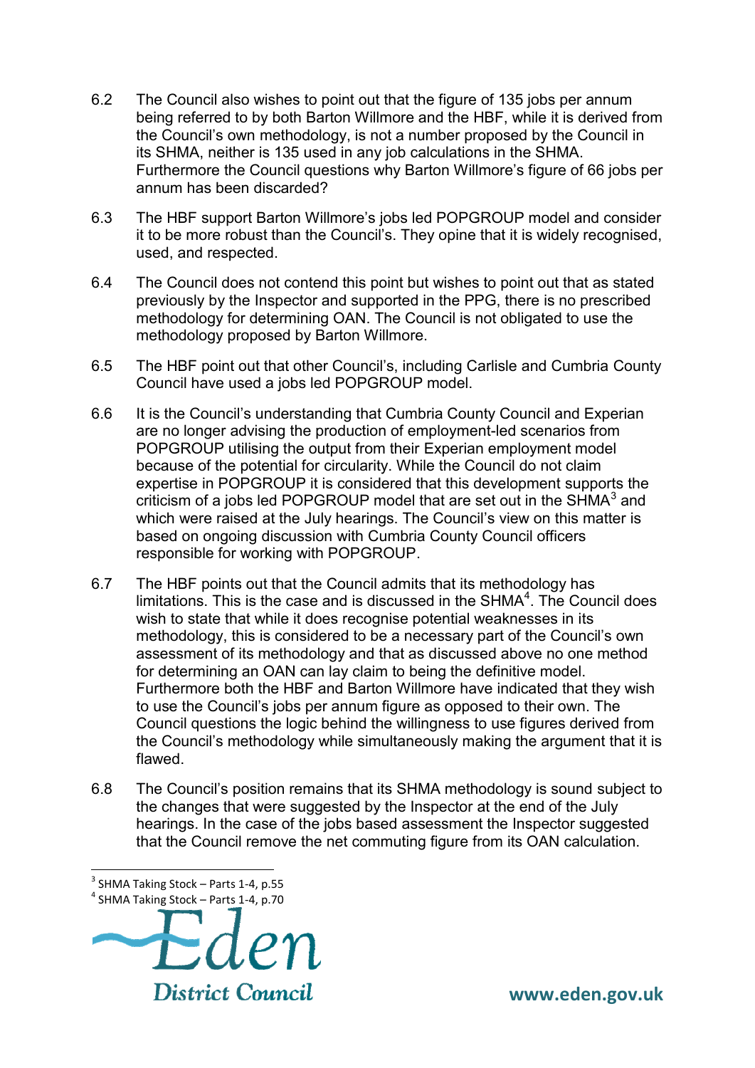6.2 The Council also wishes to point out that the figure of 135 jobs per annum being referred to by both Barton Willmore and the HBF, while it is derived from the Council's own methodology, is not a number proposed by the Council in its SHMA, neither is 135 used in any job calculations in the SHMA. Furthermore the Council questions why Barton Willmore's figure of 66 jobs per annum has been discarded?

6.3 The HBF support Barton Willmore's jobs led POPGROUP model and consider it to be more robust than the Council's. They opine that it is widely recognised, used, and respected.

6.4 The Council does not contend this point but wishes to point out that as stated previously by the Inspector and supported in the PPG, there is no prescribed methodology for determining OAN. The Council is not obligated to use the methodology proposed by Barton Willmore.

6.5 The HBF point out that other Council's, including Carlisle and Cumbria County Council have used a jobs led POPGROUP model.

6.6 It is the Council's understanding that Cumbria County Council and Experian are no longer advising the production of employment-led scenarios from POPGROUP utilising the output from their Experian employment model because of the potential for circularity. While the Council do not claim expertise in POPGROUP it is considered that this development supports the criticism of a jobs led POPGROUP model that are set out in the SHMA[3] and which were raised at the July hearings. The Council's view on this matter is based on ongoing discussion with Cumbria County Council officers responsible for working with POPGROUP.

6.7 The HBF points out that the Council admits that its methodology has limitations. This is the case and is discussed in the SHMA[4]. The Council does wish to state that while it does recognise potential weaknesses in its methodology, this is considered to be a necessary part of the Council's own assessment of its methodology and that as discussed above no one method for determining an OAN can lay claim to being the definitive model. Furthermore both the HBF and Barton Willmore have indicated that they wish to use the Council's jobs per annum figure as opposed to their own. The Council questions the logic behind the willingness to use figures derived from the Council's methodology while simultaneously making the argument that it is flawed.

6.8 The Council's position remains that its SHMA methodology is sound subject to the changes that were suggested by the Inspector at the end of the July hearings. In the case of the jobs based assessment the Inspector suggested that the Council remove the net commuting figure from its OAN calculation.

---

[3] SHMA Taking Stock – Parts 1-4, p.55

[4] SHMA Taking Stock – Parts 1-4, p.70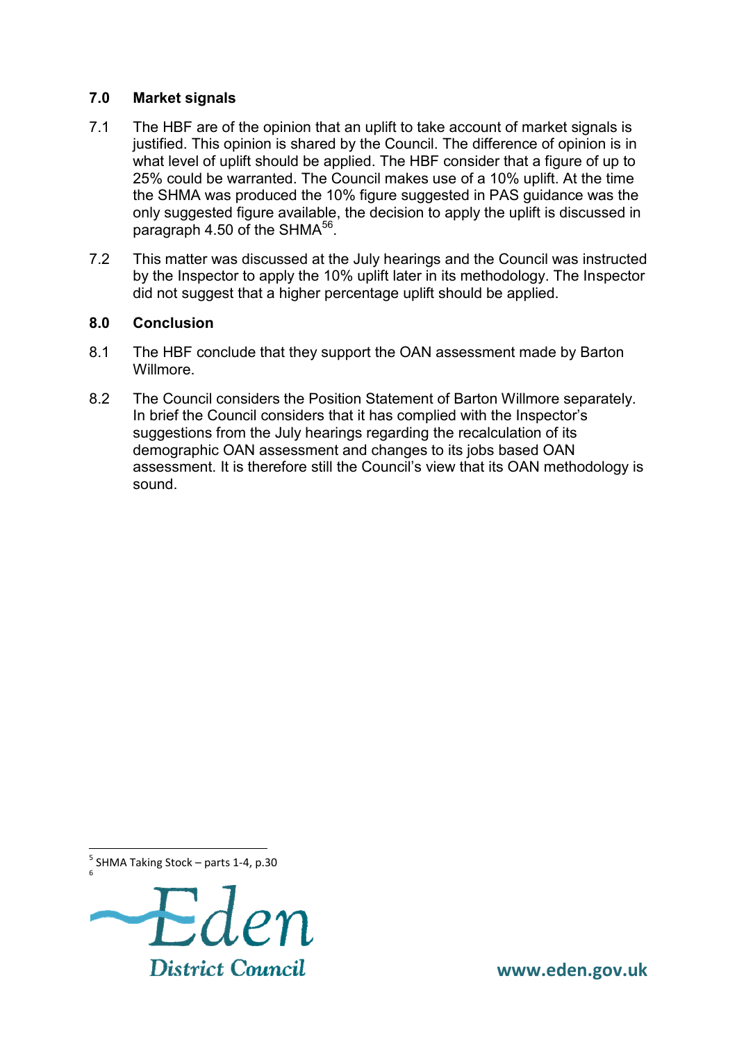## 7.0 Market signals

7.1 The HBF are of the opinion that an uplift to take account of market signals is justified. This opinion is shared by the Council. The difference of opinion is in what level of uplift should be applied. The HBF consider that a figure of up to 25% could be warranted. The Council makes use of a 10% uplift. At the time the SHMA was produced the 10% figure suggested in PAS guidance was the only suggested figure available, the decision to apply the uplift is discussed in paragraph 4.50 of the SHMA[5][6].

7.2 This matter was discussed at the July hearings and the Council was instructed by the Inspector to apply the 10% uplift later in its methodology. The Inspector did not suggest that a higher percentage uplift should be applied.

## 8.0 Conclusion

8.1 The HBF conclude that they support the OAN assessment made by Barton Willmore.

8.2 The Council considers the Position Statement of Barton Willmore separately. In brief the Council considers that it has complied with the Inspector's suggestions from the July hearings regarding the recalculation of its demographic OAN assessment and changes to its jobs based OAN assessment. It is therefore still the Council's view that its OAN methodology is sound.

---

[5] SHMA Taking Stock – parts 1-4, p.30

[6]